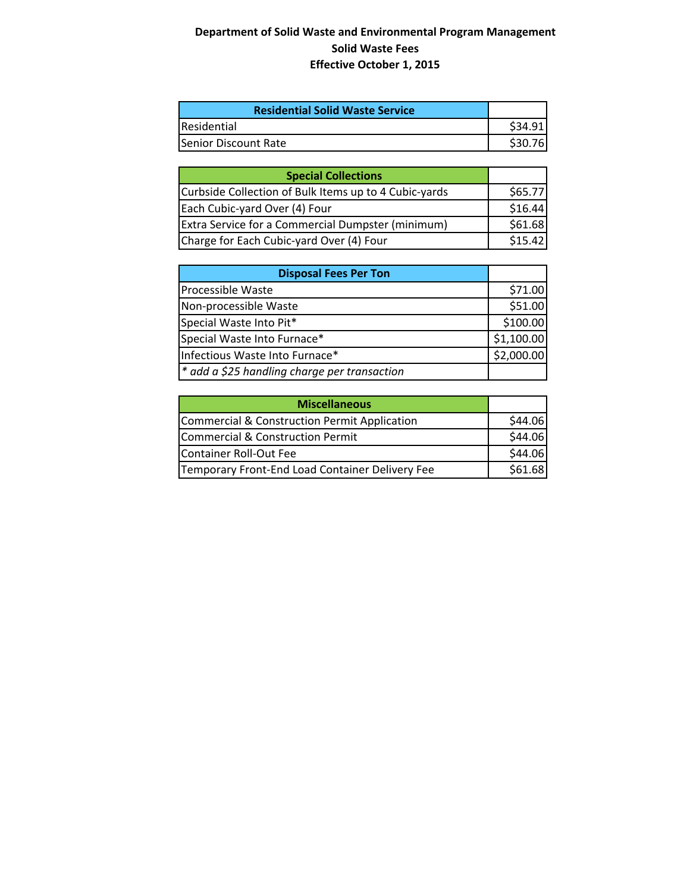# Department of Solid Waste and Environmental Program Management
## Solid Waste Fees
### Effective October 1, 2015

| Residential Solid Waste Service | |
|---|---|
| Residential | $34.91 |
| Senior Discount Rate | $30.76 |

| Special Collections | |
|---|---|
| Curbside Collection of Bulk Items up to 4 Cubic-yards | $65.77 |
| Each Cubic-yard Over (4) Four | $16.44 |
| Extra Service for a Commercial Dumpster (minimum) | $61.68 |
| Charge for Each Cubic-yard Over (4) Four | $15.42 |

| Disposal Fees Per Ton | |
|---|---|
| Processible Waste | $71.00 |
| Non-processible Waste | $51.00 |
| Special Waste Into Pit* | $100.00 |
| Special Waste Into Furnace* | $1,100.00 |
| Infectious Waste Into Furnace* | $2,000.00 |
| *\* add a $25 handling charge per transaction* | |

| Miscellaneous | |
|---|---|
| Commercial & Construction Permit Application | $44.06 |
| Commercial & Construction Permit | $44.06 |
| Container Roll-Out Fee | $44.06 |
| Temporary Front-End Load Container Delivery Fee | $61.68 |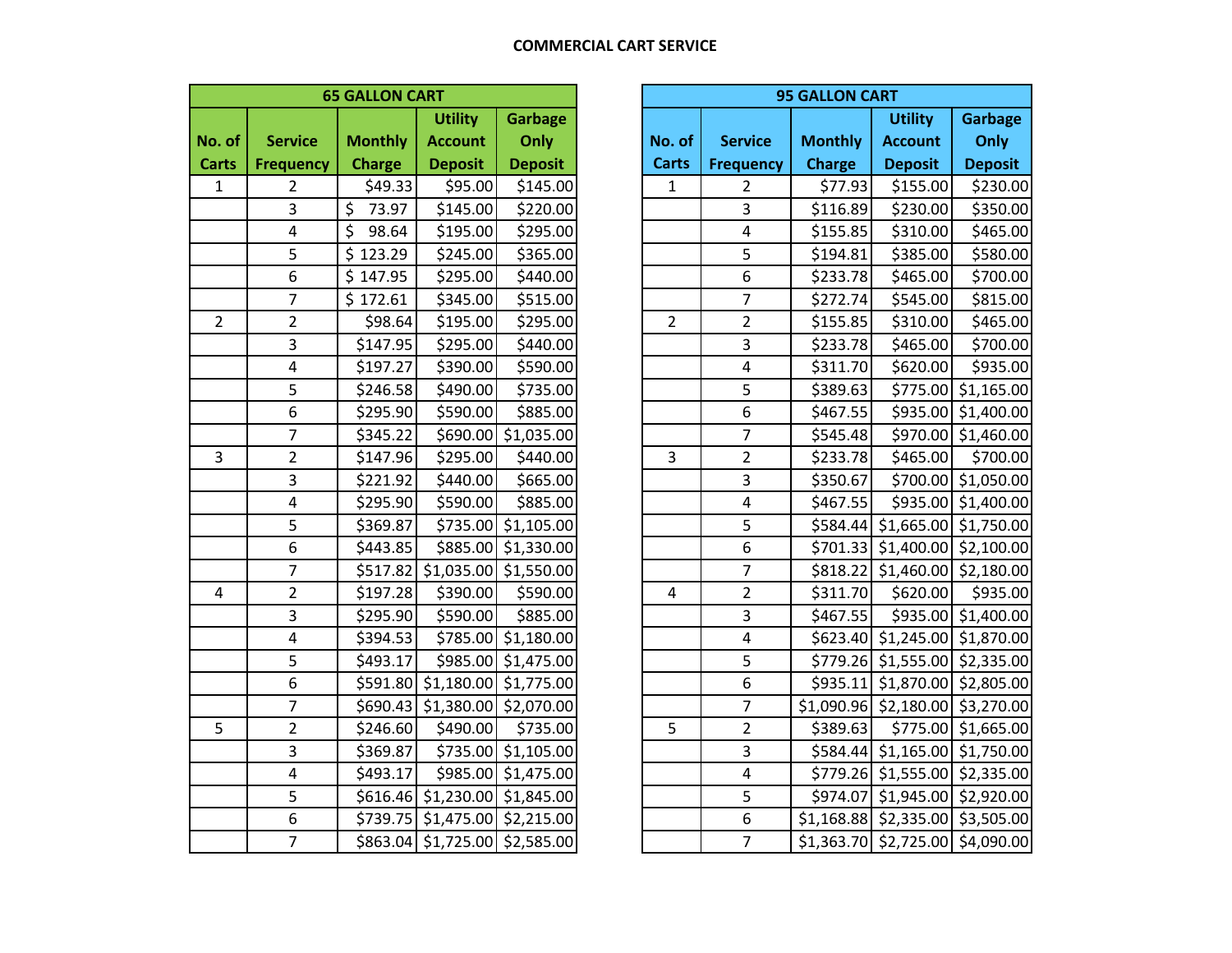## COMMERCIAL CART SERVICE

| 65 GALLON CART | | | | |
|---|---|---|---|---|
| No. of Carts | Service Frequency | Monthly Charge | Utility Account Deposit | Garbage Only Deposit |
| 1 | 2 | $49.33 | $95.00 | $145.00 |
| | 3 | $ 73.97 | $145.00 | $220.00 |
| | 4 | $ 98.64 | $195.00 | $295.00 |
| | 5 | $ 123.29 | $245.00 | $365.00 |
| | 6 | $ 147.95 | $295.00 | $440.00 |
| | 7 | $ 172.61 | $345.00 | $515.00 |
| 2 | 2 | $98.64 | $195.00 | $295.00 |
| | 3 | $147.95 | $295.00 | $440.00 |
| | 4 | $197.27 | $390.00 | $590.00 |
| | 5 | $246.58 | $490.00 | $735.00 |
| | 6 | $295.90 | $590.00 | $885.00 |
| | 7 | $345.22 | $690.00 | $1,035.00 |
| 3 | 2 | $147.96 | $295.00 | $440.00 |
| | 3 | $221.92 | $440.00 | $665.00 |
| | 4 | $295.90 | $590.00 | $885.00 |
| | 5 | $369.87 | $735.00 | $1,105.00 |
| | 6 | $443.85 | $885.00 | $1,330.00 |
| | 7 | $517.82 | $1,035.00 | $1,550.00 |
| 4 | 2 | $197.28 | $390.00 | $590.00 |
| | 3 | $295.90 | $590.00 | $885.00 |
| | 4 | $394.53 | $785.00 | $1,180.00 |
| | 5 | $493.17 | $985.00 | $1,475.00 |
| | 6 | $591.80 | $1,180.00 | $1,775.00 |
| | 7 | $690.43 | $1,380.00 | $2,070.00 |
| 5 | 2 | $246.60 | $490.00 | $735.00 |
| | 3 | $369.87 | $735.00 | $1,105.00 |
| | 4 | $493.17 | $985.00 | $1,475.00 |
| | 5 | $616.46 | $1,230.00 | $1,845.00 |
| | 6 | $739.75 | $1,475.00 | $2,215.00 |
| | 7 | $863.04 | $1,725.00 | $2,585.00 |

| 95 GALLON CART | | | | |
|---|---|---|---|---|
| No. of Carts | Service Frequency | Monthly Charge | Utility Account Deposit | Garbage Only Deposit |
| 1 | 2 | $77.93 | $155.00 | $230.00 |
| | 3 | $116.89 | $230.00 | $350.00 |
| | 4 | $155.85 | $310.00 | $465.00 |
| | 5 | $194.81 | $385.00 | $580.00 |
| | 6 | $233.78 | $465.00 | $700.00 |
| | 7 | $272.74 | $545.00 | $815.00 |
| 2 | 2 | $155.85 | $310.00 | $465.00 |
| | 3 | $233.78 | $465.00 | $700.00 |
| | 4 | $311.70 | $620.00 | $935.00 |
| | 5 | $389.63 | $775.00 | $1,165.00 |
| | 6 | $467.55 | $935.00 | $1,400.00 |
| | 7 | $545.48 | $970.00 | $1,460.00 |
| 3 | 2 | $233.78 | $465.00 | $700.00 |
| | 3 | $350.67 | $700.00 | $1,050.00 |
| | 4 | $467.55 | $935.00 | $1,400.00 |
| | 5 | $584.44 | $1,665.00 | $1,750.00 |
| | 6 | $701.33 | $1,400.00 | $2,100.00 |
| | 7 | $818.22 | $1,460.00 | $2,180.00 |
| 4 | 2 | $311.70 | $620.00 | $935.00 |
| | 3 | $467.55 | $935.00 | $1,400.00 |
| | 4 | $623.40 | $1,245.00 | $1,870.00 |
| | 5 | $779.26 | $1,555.00 | $2,335.00 |
| | 6 | $935.11 | $1,870.00 | $2,805.00 |
| | 7 | $1,090.96 | $2,180.00 | $3,270.00 |
| 5 | 2 | $389.63 | $775.00 | $1,665.00 |
| | 3 | $584.44 | $1,165.00 | $1,750.00 |
| | 4 | $779.26 | $1,555.00 | $2,335.00 |
| | 5 | $974.07 | $1,945.00 | $2,920.00 |
| | 6 | $1,168.88 | $2,335.00 | $3,505.00 |
| | 7 | $1,363.70 | $2,725.00 | $4,090.00 |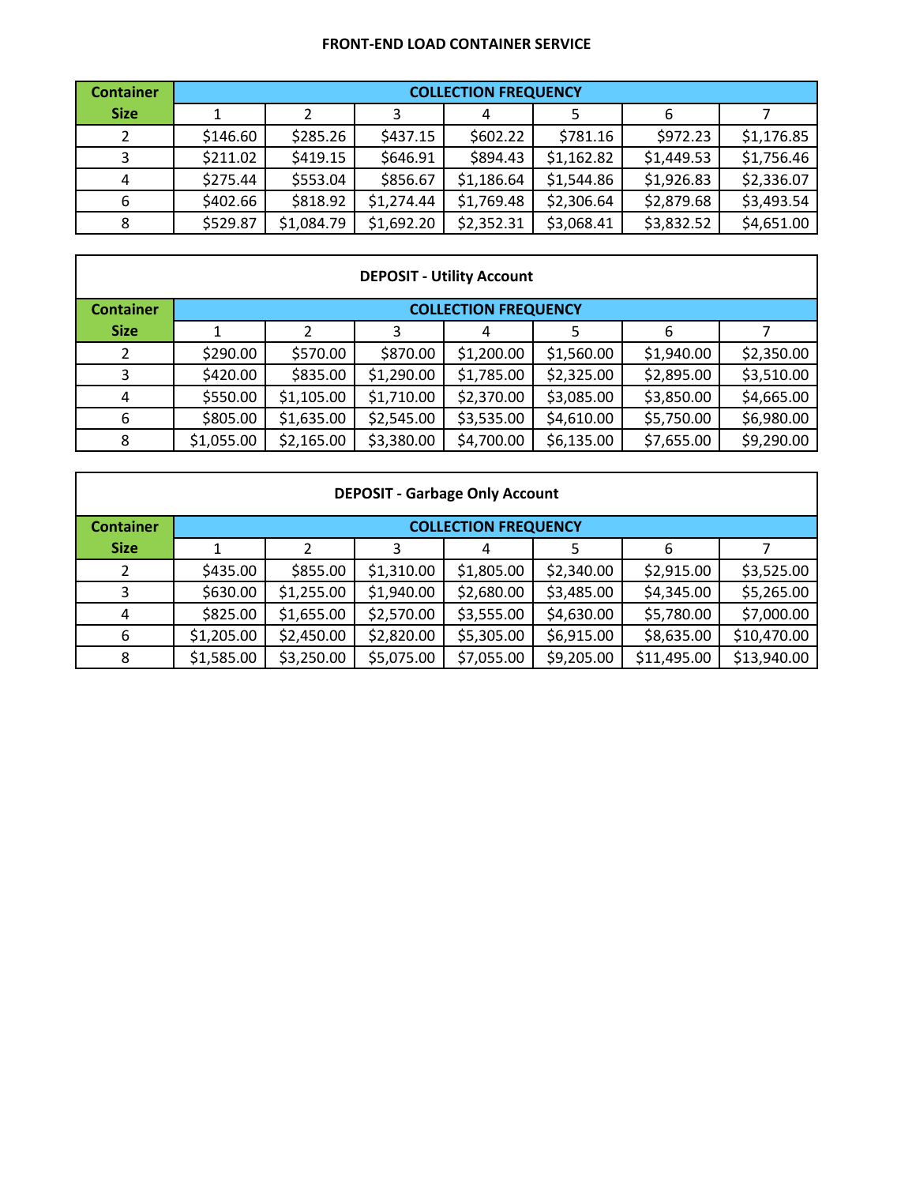# FRONT-END LOAD CONTAINER SERVICE

| Container Size | COLLECTION FREQUENCY | | | | | | |
|---|---|---|---|---|---|---|---|
| | 1 | 2 | 3 | 4 | 5 | 6 | 7 |
| 2 | $146.60 | $285.26 | $437.15 | $602.22 | $781.16 | $972.23 | $1,176.85 |
| 3 | $211.02 | $419.15 | $646.91 | $894.43 | $1,162.82 | $1,449.53 | $1,756.46 |
| 4 | $275.44 | $553.04 | $856.67 | $1,186.64 | $1,544.86 | $1,926.83 | $2,336.07 |
| 6 | $402.66 | $818.92 | $1,274.44 | $1,769.48 | $2,306.64 | $2,879.68 | $3,493.54 |
| 8 | $529.87 | $1,084.79 | $1,692.20 | $2,352.31 | $3,068.41 | $3,832.52 | $4,651.00 |

**DEPOSIT - Utility Account**

| Container Size | COLLECTION FREQUENCY | | | | | | |
|---|---|---|---|---|---|---|---|
| | 1 | 2 | 3 | 4 | 5 | 6 | 7 |
| 2 | $290.00 | $570.00 | $870.00 | $1,200.00 | $1,560.00 | $1,940.00 | $2,350.00 |
| 3 | $420.00 | $835.00 | $1,290.00 | $1,785.00 | $2,325.00 | $2,895.00 | $3,510.00 |
| 4 | $550.00 | $1,105.00 | $1,710.00 | $2,370.00 | $3,085.00 | $3,850.00 | $4,665.00 |
| 6 | $805.00 | $1,635.00 | $2,545.00 | $3,535.00 | $4,610.00 | $5,750.00 | $6,980.00 |
| 8 | $1,055.00 | $2,165.00 | $3,380.00 | $4,700.00 | $6,135.00 | $7,655.00 | $9,290.00 |

**DEPOSIT - Garbage Only Account**

| Container Size | COLLECTION FREQUENCY | | | | | | |
|---|---|---|---|---|---|---|---|
| | 1 | 2 | 3 | 4 | 5 | 6 | 7 |
| 2 | $435.00 | $855.00 | $1,310.00 | $1,805.00 | $2,340.00 | $2,915.00 | $3,525.00 |
| 3 | $630.00 | $1,255.00 | $1,940.00 | $2,680.00 | $3,485.00 | $4,345.00 | $5,265.00 |
| 4 | $825.00 | $1,655.00 | $2,570.00 | $3,555.00 | $4,630.00 | $5,780.00 | $7,000.00 |
| 6 | $1,205.00 | $2,450.00 | $2,820.00 | $5,305.00 | $6,915.00 | $8,635.00 | $10,470.00 |
| 8 | $1,585.00 | $3,250.00 | $5,075.00 | $7,055.00 | $9,205.00 | $11,495.00 | $13,940.00 |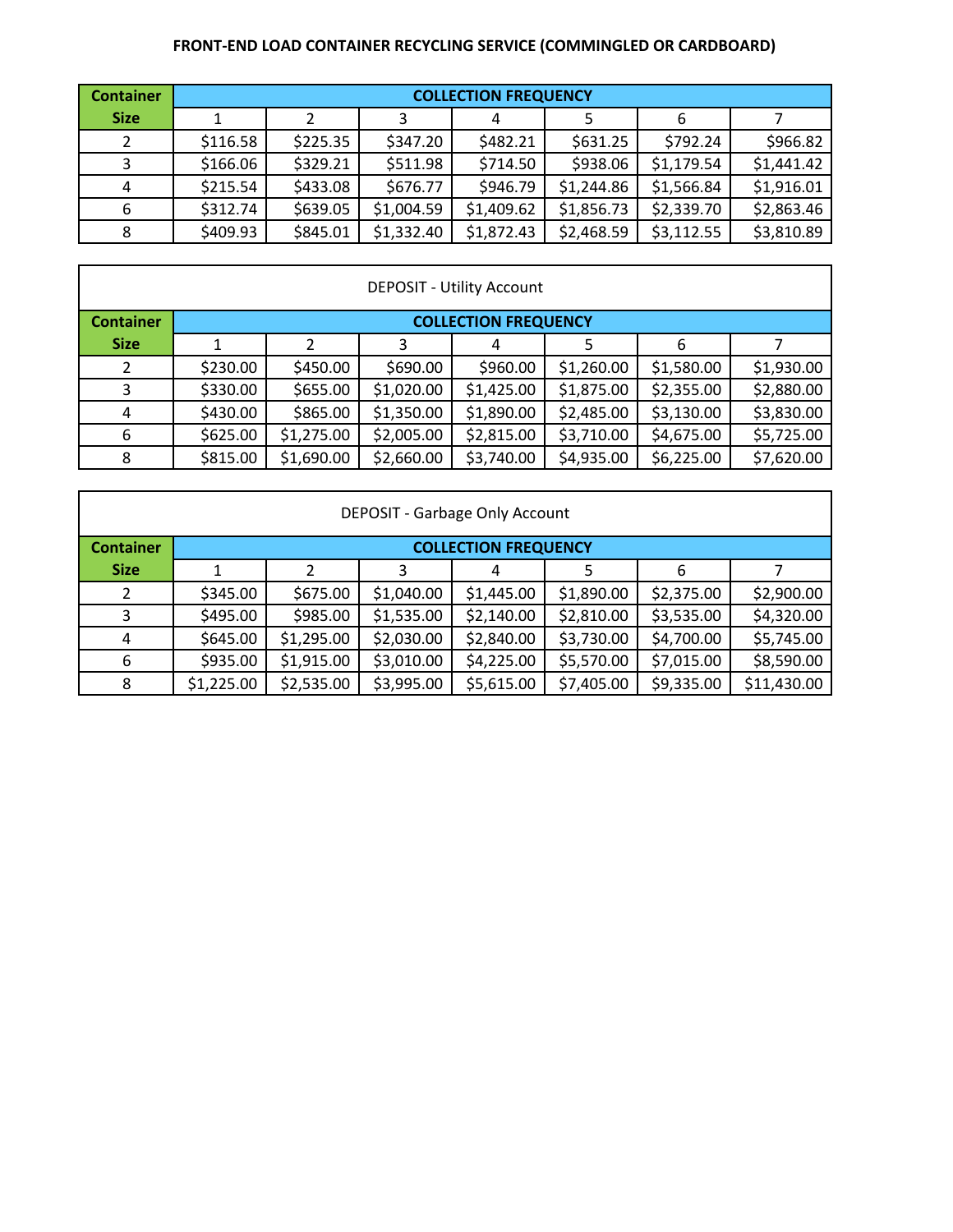**FRONT-END LOAD CONTAINER RECYCLING SERVICE (COMMINGLED OR CARDBOARD)**

| Container Size | COLLECTION FREQUENCY | | | | | | |
|---|---|---|---|---|---|---|---|
| | 1 | 2 | 3 | 4 | 5 | 6 | 7 |
| 2 | $116.58 | $225.35 | $347.20 | $482.21 | $631.25 | $792.24 | $966.82 |
| 3 | $166.06 | $329.21 | $511.98 | $714.50 | $938.06 | $1,179.54 | $1,441.42 |
| 4 | $215.54 | $433.08 | $676.77 | $946.79 | $1,244.86 | $1,566.84 | $1,916.01 |
| 6 | $312.74 | $639.05 | $1,004.59 | $1,409.62 | $1,856.73 | $2,339.70 | $2,863.46 |
| 8 | $409.93 | $845.01 | $1,332.40 | $1,872.43 | $2,468.59 | $3,112.55 | $3,810.89 |

DEPOSIT - Utility Account

| Container Size | COLLECTION FREQUENCY | | | | | | |
|---|---|---|---|---|---|---|---|
| | 1 | 2 | 3 | 4 | 5 | 6 | 7 |
| 2 | $230.00 | $450.00 | $690.00 | $960.00 | $1,260.00 | $1,580.00 | $1,930.00 |
| 3 | $330.00 | $655.00 | $1,020.00 | $1,425.00 | $1,875.00 | $2,355.00 | $2,880.00 |
| 4 | $430.00 | $865.00 | $1,350.00 | $1,890.00 | $2,485.00 | $3,130.00 | $3,830.00 |
| 6 | $625.00 | $1,275.00 | $2,005.00 | $2,815.00 | $3,710.00 | $4,675.00 | $5,725.00 |
| 8 | $815.00 | $1,690.00 | $2,660.00 | $3,740.00 | $4,935.00 | $6,225.00 | $7,620.00 |

DEPOSIT - Garbage Only Account

| Container Size | COLLECTION FREQUENCY | | | | | | |
|---|---|---|---|---|---|---|---|
| | 1 | 2 | 3 | 4 | 5 | 6 | 7 |
| 2 | $345.00 | $675.00 | $1,040.00 | $1,445.00 | $1,890.00 | $2,375.00 | $2,900.00 |
| 3 | $495.00 | $985.00 | $1,535.00 | $2,140.00 | $2,810.00 | $3,535.00 | $4,320.00 |
| 4 | $645.00 | $1,295.00 | $2,030.00 | $2,840.00 | $3,730.00 | $4,700.00 | $5,745.00 |
| 6 | $935.00 | $1,915.00 | $3,010.00 | $4,225.00 | $5,570.00 | $7,015.00 | $8,590.00 |
| 8 | $1,225.00 | $2,535.00 | $3,995.00 | $5,615.00 | $7,405.00 | $9,335.00 | $11,430.00 |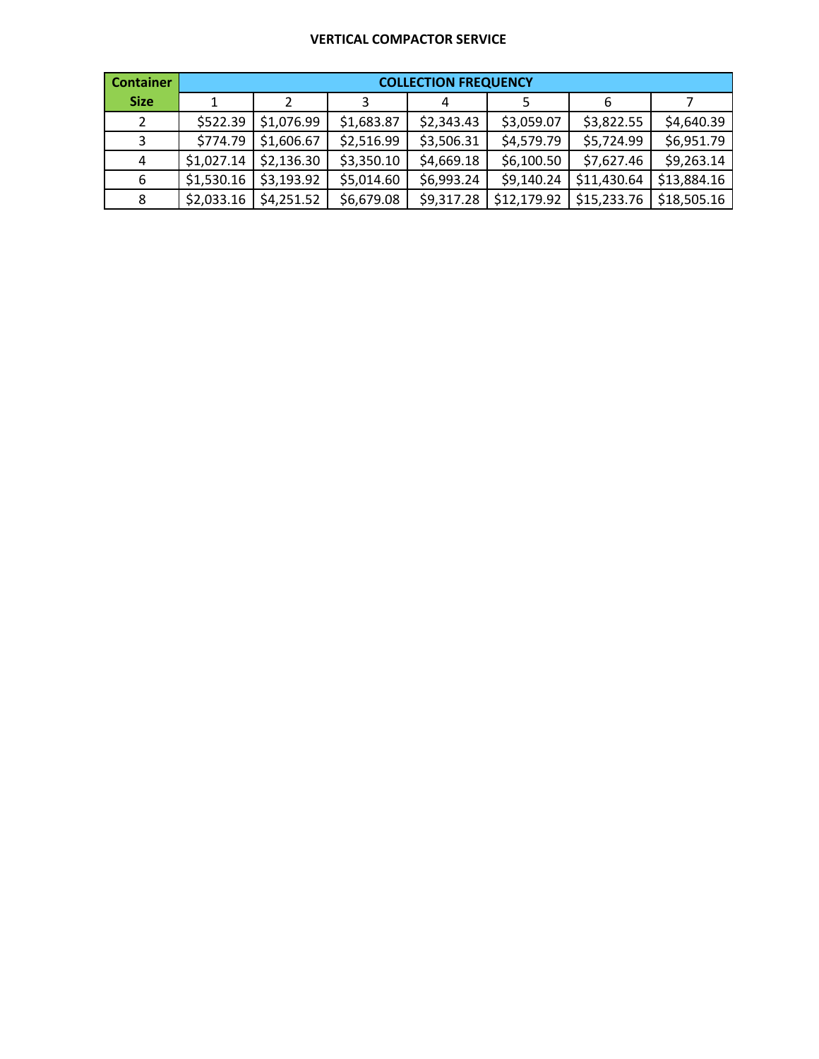# VERTICAL COMPACTOR SERVICE

| Container Size | COLLECTION FREQUENCY | | | | | | |
|---|---|---|---|---|---|---|---|
| | 1 | 2 | 3 | 4 | 5 | 6 | 7 |
| 2 | $522.39 | $1,076.99 | $1,683.87 | $2,343.43 | $3,059.07 | $3,822.55 | $4,640.39 |
| 3 | $774.79 | $1,606.67 | $2,516.99 | $3,506.31 | $4,579.79 | $5,724.99 | $6,951.79 |
| 4 | $1,027.14 | $2,136.30 | $3,350.10 | $4,669.18 | $6,100.50 | $7,627.46 | $9,263.14 |
| 6 | $1,530.16 | $3,193.92 | $5,014.60 | $6,993.24 | $9,140.24 | $11,430.64 | $13,884.16 |
| 8 | $2,033.16 | $4,251.52 | $6,679.08 | $9,317.28 | $12,179.92 | $15,233.76 | $18,505.16 |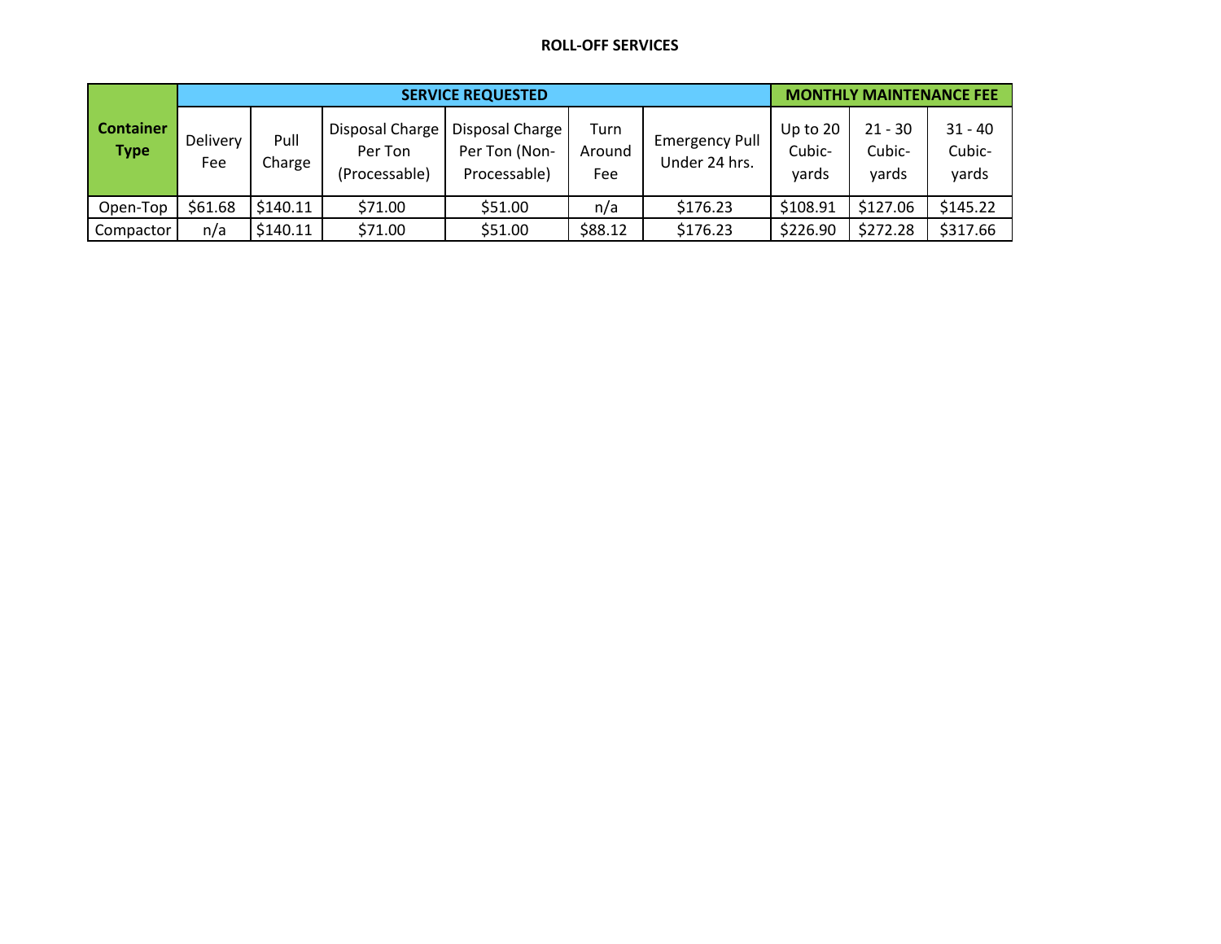**ROLL-OFF SERVICES**

| Container Type | SERVICE REQUESTED | | | | | | MONTHLY MAINTENANCE FEE | | |
|---|---|---|---|---|---|---|---|---|---|
| | Delivery Fee | Pull Charge | Disposal Charge Per Ton (Processable) | Disposal Charge Per Ton (Non-Processable) | Turn Around Fee | Emergency Pull Under 24 hrs. | Up to 20 Cubic-yards | 21 - 30 Cubic-yards | 31 - 40 Cubic-yards |
| Open-Top | $61.68 | $140.11 | $71.00 | $51.00 | n/a | $176.23 | $108.91 | $127.06 | $145.22 |
| Compactor | n/a | $140.11 | $71.00 | $51.00 | $88.12 | $176.23 | $226.90 | $272.28 | $317.66 |